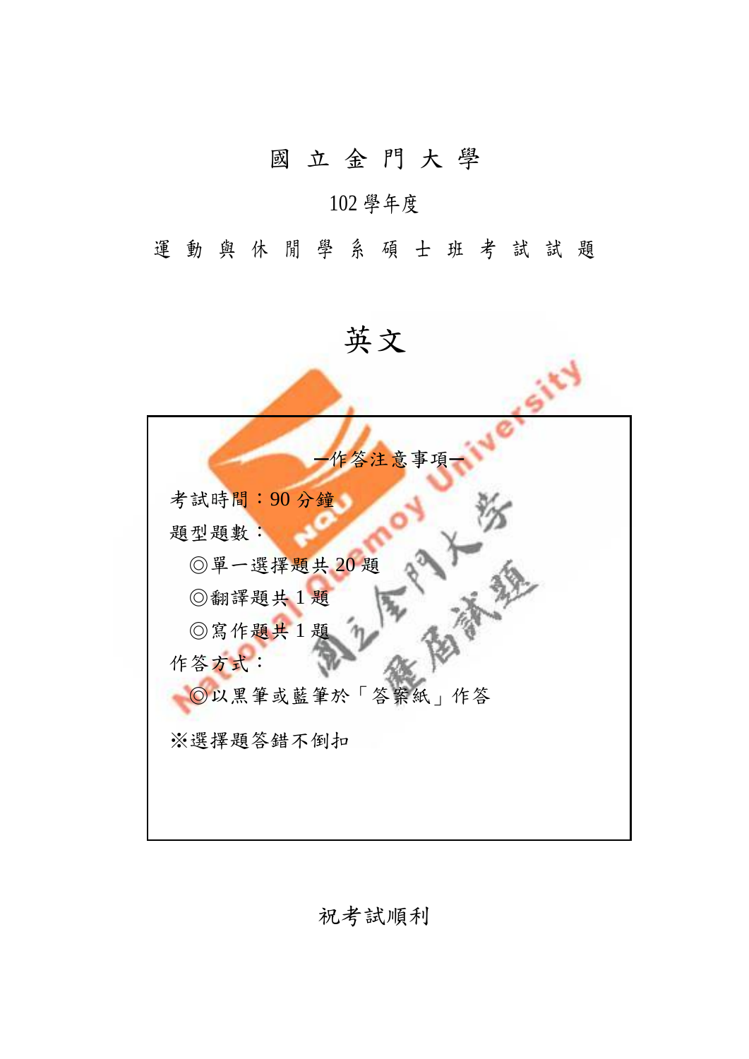# 國 立 金 門 大 學

102 學年度

運 動 與 休 閒 學 系 碩 士 班 考 試 試 題

# 英文

—作答注意事項—

考試時間：90 分鐘

題型題數：

◎單一選擇題共 20 題

◎翻譯題共 1 題

◎寫作題共 1 題

作答方式：

◎以黑筆或藍筆於「答案紙」作答

※選擇題答錯不倒扣

祝考試順利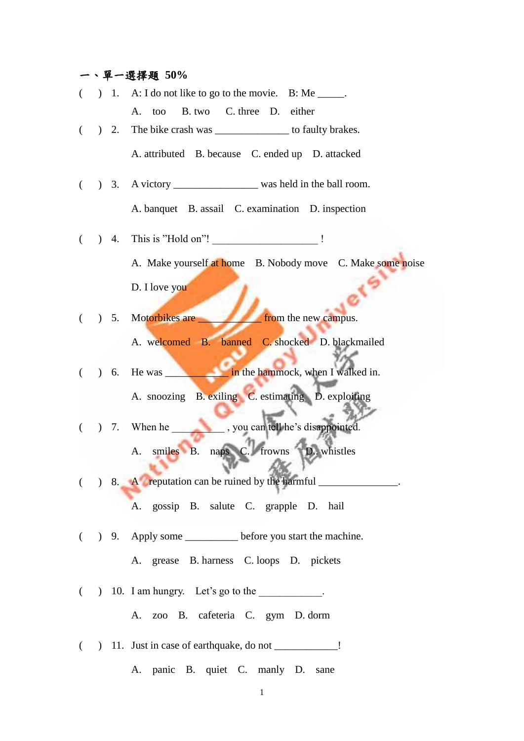## 一、單一選擇題 50%

( ) 1. A: I do not like to go to the movie. B: Me _____.

A. too B. two C. three D. either

( ) 2. The bike crash was ______________ to faulty brakes.

A. attributed B. because C. ended up D. attacked

( ) 3. A victory ________________ was held in the ball room.

A. banquet B. assail C. examination D. inspection

( ) 4. This is "Hold on"! ____________________ !

A. Make yourself at home B. Nobody move C. Make some noise

D. I love you

( ) 5. Motorbikes are ____________ from the new campus.

A. welcomed B. banned C. shocked D. blackmailed

( ) 6. He was ____________ in the hammock, when I walked in.

A. snoozing B. exiling C. estimating D. exploiting

( ) 7. When he __________ , you can tell he's disappointed.

A. smiles B. naps C. frowns D. whistles

( ) 8. A reputation can be ruined by the harmful _______________.

A. gossip B. salute C. grapple D. hail

( ) 9. Apply some __________ before you start the machine.

A. grease B. harness C. loops D. pickets

( ) 10. I am hungry. Let's go to the ____________.

A. zoo B. cafeteria C. gym D. dorm

( ) 11. Just in case of earthquake, do not ____________!

A. panic B. quiet C. manly D. sane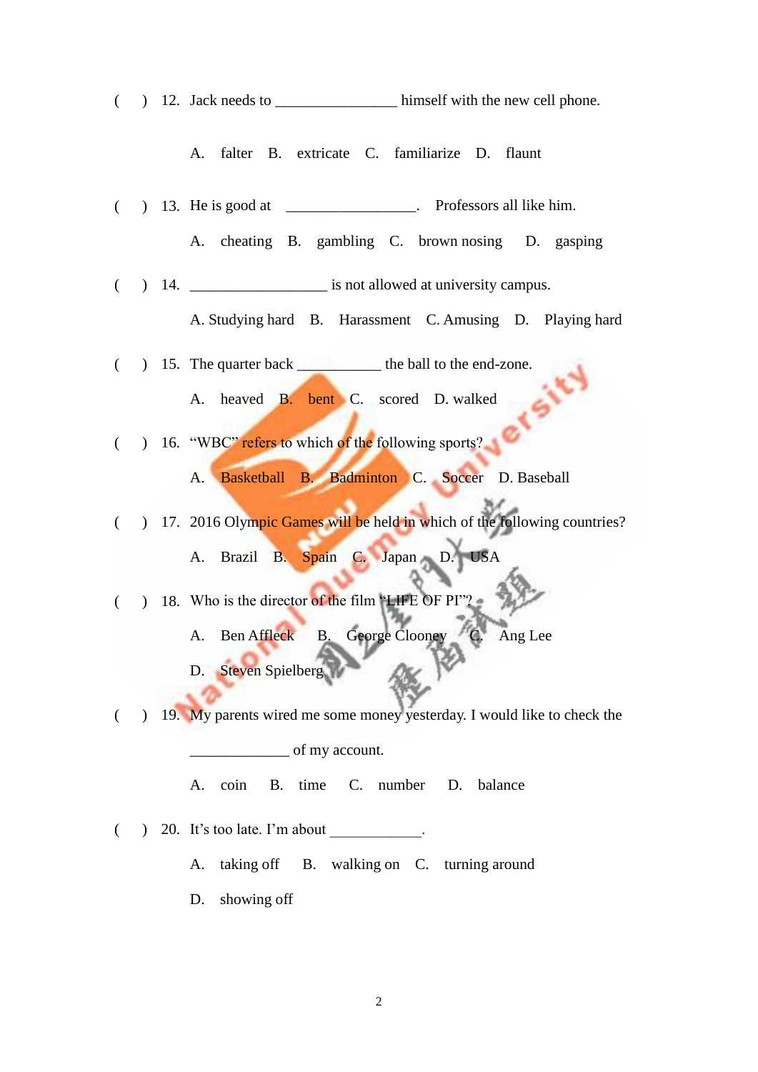(　　) 12. Jack needs to ________________ himself with the new cell phone.

A. falter　B. extricate　C. familiarize　D. flaunt

(　　) 13. He is good at _________________. Professors all like him.

A. cheating　B. gambling　C. brown nosing　D. gasping

(　　) 14. __________________ is not allowed at university campus.

A. Studying hard　B. Harassment　C. Amusing　D. Playing hard

(　　) 15. The quarter back ___________ the ball to the end-zone.

A. heaved　B. bent　C. scored　D. walked

(　　) 16. "WBC" refers to which of the following sports?

A. Basketball　B. Badminton　C. Soccer　D. Baseball

(　　) 17. 2016 Olympic Games will be held in which of the following countries?

A. Brazil　B. Spain　C. Japan　D. USA

(　　) 18. Who is the director of the film "LIFE OF PI"?

A. Ben Affleck　B. George Clooney　C. Ang Lee

D. Steven Spielberg

(　　) 19. My parents wired me some money yesterday. I would like to check the _____________ of my account.

A. coin　B. time　C. number　D. balance

(　　) 20. It's too late. I'm about ____________.

A. taking off　B. walking on　C. turning around

D. showing off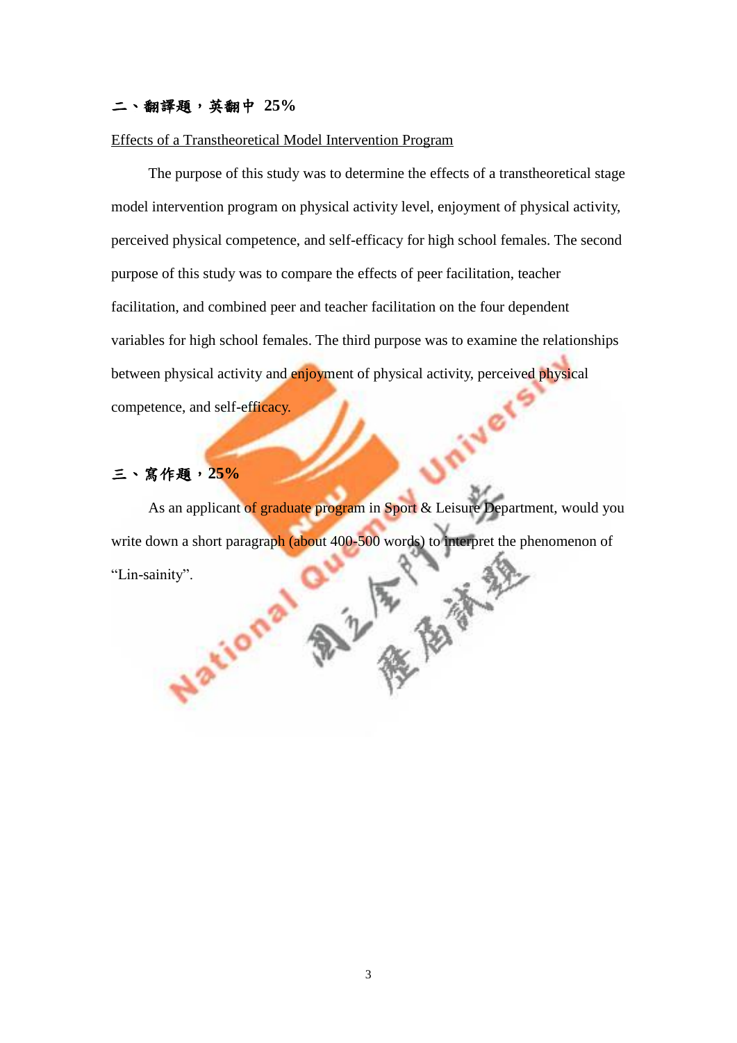## 二、翻譯題，英翻中 25%

Effects of a Transtheoretical Model Intervention Program

The purpose of this study was to determine the effects of a transtheoretical stage model intervention program on physical activity level, enjoyment of physical activity, perceived physical competence, and self-efficacy for high school females. The second purpose of this study was to compare the effects of peer facilitation, teacher facilitation, and combined peer and teacher facilitation on the four dependent variables for high school females. The third purpose was to examine the relationships between physical activity and enjoyment of physical activity, perceived physical competence, and self-efficacy.

## 三、寫作題，25%

As an applicant of graduate program in Sport & Leisure Department, would you write down a short paragraph (about 400-500 words) to interpret the phenomenon of “Lin-sainity”.